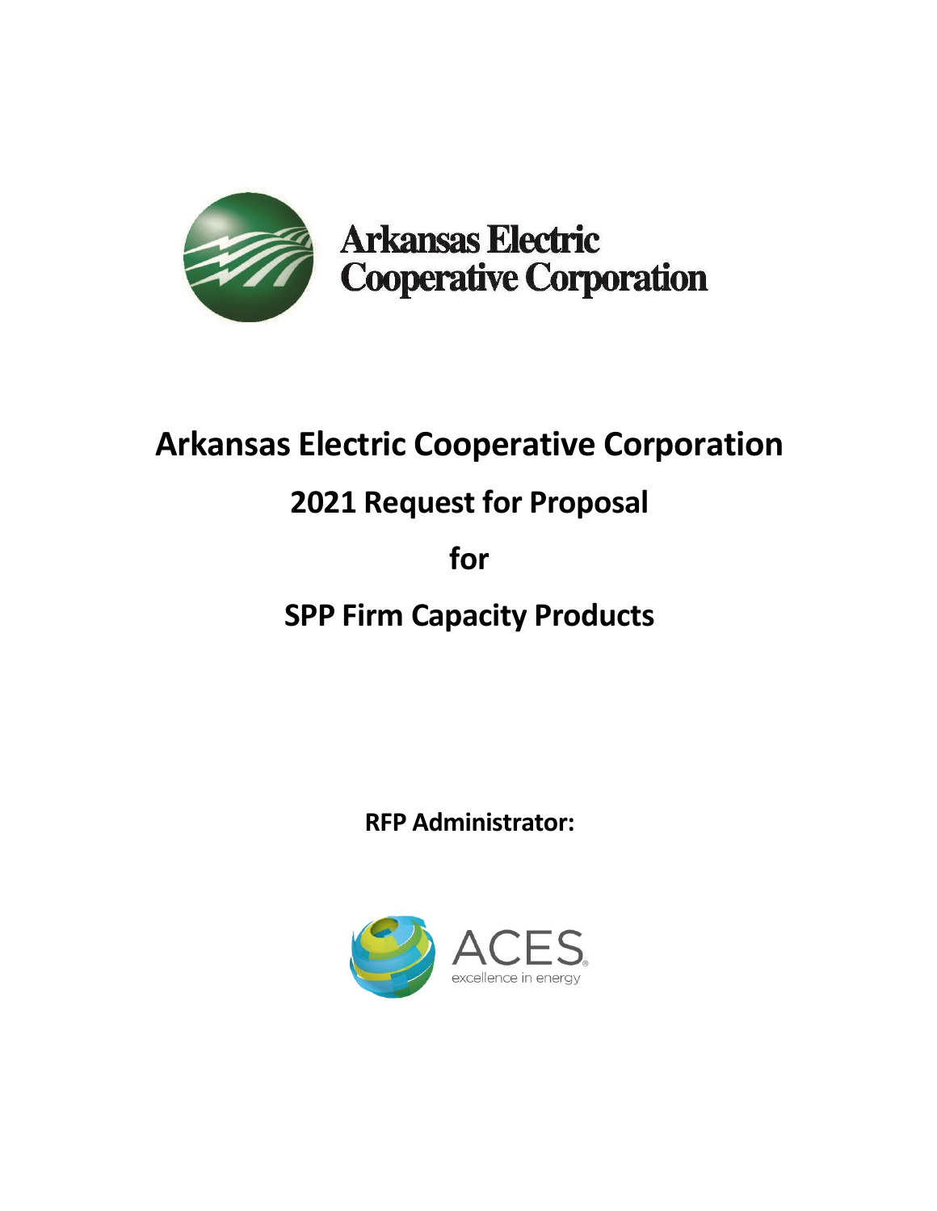Arkansas Electric Cooperative Corporation

# Arkansas Electric Cooperative Corporation

## 2021 Request for Proposal

## for

## SPP Firm Capacity Products

**RFP Administrator:**

ACES
excellence in energy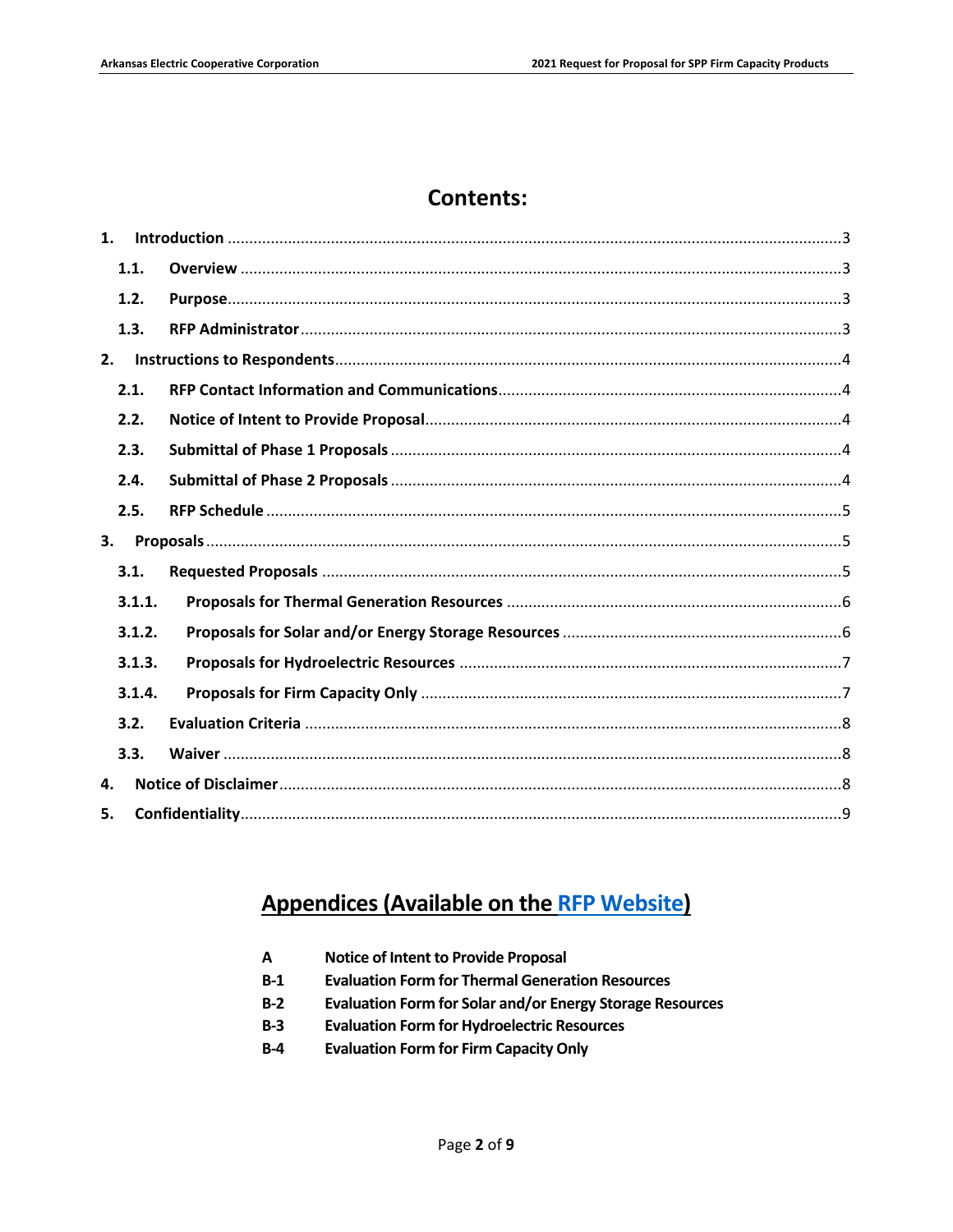# Contents:

| | | |
|---|---|---|
| **1.** | **Introduction** | 3 |
| **1.1.** | **Overview** | 3 |
| **1.2.** | **Purpose** | 3 |
| **1.3.** | **RFP Administrator** | 3 |
| **2.** | **Instructions to Respondents** | 4 |
| **2.1.** | **RFP Contact Information and Communications** | 4 |
| **2.2.** | **Notice of Intent to Provide Proposal** | 4 |
| **2.3.** | **Submittal of Phase 1 Proposals** | 4 |
| **2.4.** | **Submittal of Phase 2 Proposals** | 4 |
| **2.5.** | **RFP Schedule** | 5 |
| **3.** | **Proposals** | 5 |
| **3.1.** | **Requested Proposals** | 5 |
| **3.1.1.** | **Proposals for Thermal Generation Resources** | 6 |
| **3.1.2.** | **Proposals for Solar and/or Energy Storage Resources** | 6 |
| **3.1.3.** | **Proposals for Hydroelectric Resources** | 7 |
| **3.1.4.** | **Proposals for Firm Capacity Only** | 7 |
| **3.2.** | **Evaluation Criteria** | 8 |
| **3.3.** | **Waiver** | 8 |
| **4.** | **Notice of Disclaimer** | 8 |
| **5.** | **Confidentiality** | 9 |

## Appendices (Available on the RFP Website)

| | |
|---|---|
| **A** | **Notice of Intent to Provide Proposal** |
| **B-1** | **Evaluation Form for Thermal Generation Resources** |
| **B-2** | **Evaluation Form for Solar and/or Energy Storage Resources** |
| **B-3** | **Evaluation Form for Hydroelectric Resources** |
| **B-4** | **Evaluation Form for Firm Capacity Only** |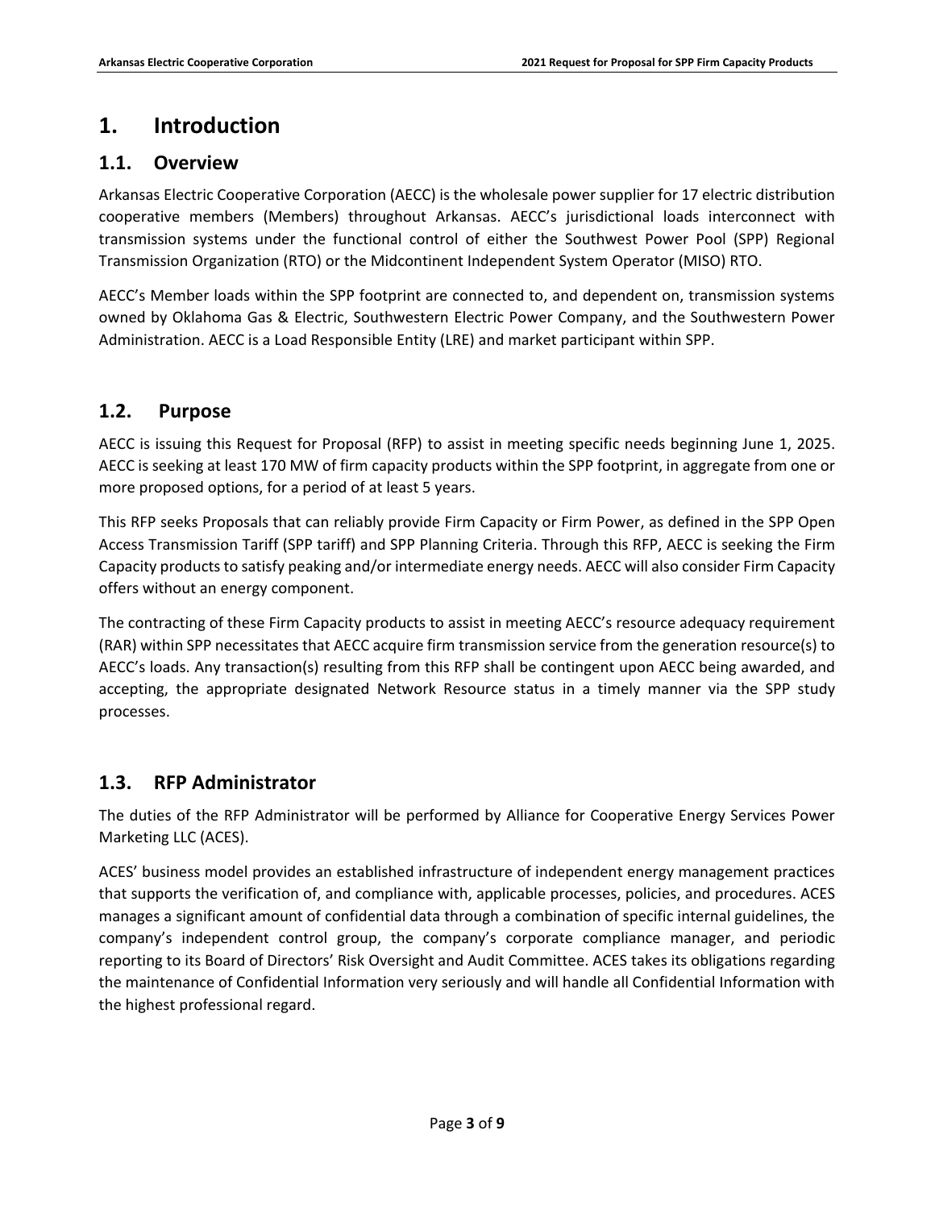# 1. Introduction

## 1.1. Overview

Arkansas Electric Cooperative Corporation (AECC) is the wholesale power supplier for 17 electric distribution cooperative members (Members) throughout Arkansas. AECC's jurisdictional loads interconnect with transmission systems under the functional control of either the Southwest Power Pool (SPP) Regional Transmission Organization (RTO) or the Midcontinent Independent System Operator (MISO) RTO.

AECC's Member loads within the SPP footprint are connected to, and dependent on, transmission systems owned by Oklahoma Gas & Electric, Southwestern Electric Power Company, and the Southwestern Power Administration. AECC is a Load Responsible Entity (LRE) and market participant within SPP.

## 1.2. Purpose

AECC is issuing this Request for Proposal (RFP) to assist in meeting specific needs beginning June 1, 2025. AECC is seeking at least 170 MW of firm capacity products within the SPP footprint, in aggregate from one or more proposed options, for a period of at least 5 years.

This RFP seeks Proposals that can reliably provide Firm Capacity or Firm Power, as defined in the SPP Open Access Transmission Tariff (SPP tariff) and SPP Planning Criteria. Through this RFP, AECC is seeking the Firm Capacity products to satisfy peaking and/or intermediate energy needs. AECC will also consider Firm Capacity offers without an energy component.

The contracting of these Firm Capacity products to assist in meeting AECC's resource adequacy requirement (RAR) within SPP necessitates that AECC acquire firm transmission service from the generation resource(s) to AECC's loads. Any transaction(s) resulting from this RFP shall be contingent upon AECC being awarded, and accepting, the appropriate designated Network Resource status in a timely manner via the SPP study processes.

## 1.3. RFP Administrator

The duties of the RFP Administrator will be performed by Alliance for Cooperative Energy Services Power Marketing LLC (ACES).

ACES' business model provides an established infrastructure of independent energy management practices that supports the verification of, and compliance with, applicable processes, policies, and procedures. ACES manages a significant amount of confidential data through a combination of specific internal guidelines, the company's independent control group, the company's corporate compliance manager, and periodic reporting to its Board of Directors' Risk Oversight and Audit Committee. ACES takes its obligations regarding the maintenance of Confidential Information very seriously and will handle all Confidential Information with the highest professional regard.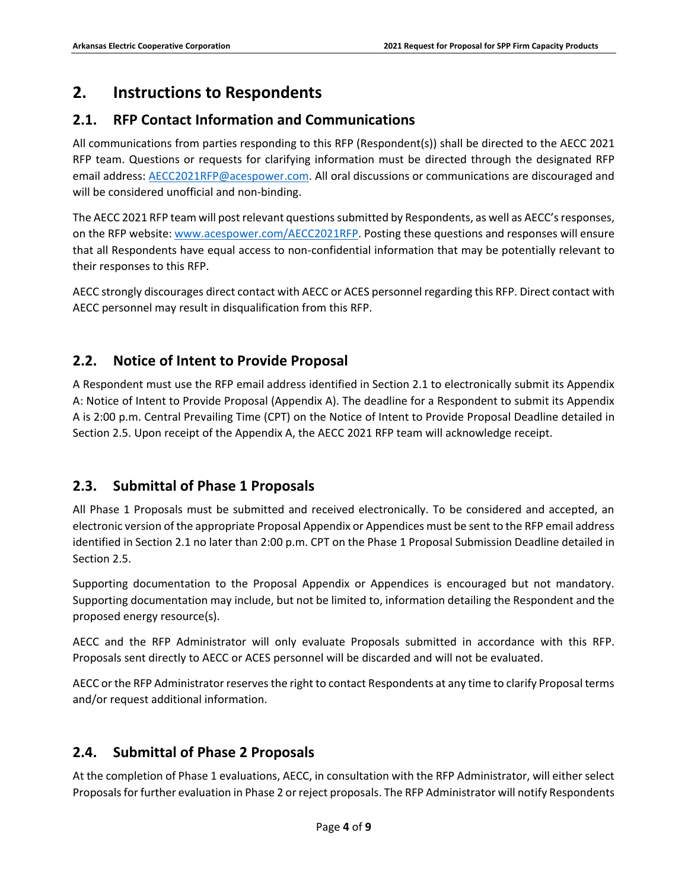# 2. Instructions to Respondents

## 2.1. RFP Contact Information and Communications

All communications from parties responding to this RFP (Respondent(s)) shall be directed to the AECC 2021 RFP team. Questions or requests for clarifying information must be directed through the designated RFP email address: AECC2021RFP@acespower.com. All oral discussions or communications are discouraged and will be considered unofficial and non-binding.

The AECC 2021 RFP team will post relevant questions submitted by Respondents, as well as AECC's responses, on the RFP website: www.acespower.com/AECC2021RFP. Posting these questions and responses will ensure that all Respondents have equal access to non-confidential information that may be potentially relevant to their responses to this RFP.

AECC strongly discourages direct contact with AECC or ACES personnel regarding this RFP. Direct contact with AECC personnel may result in disqualification from this RFP.

## 2.2. Notice of Intent to Provide Proposal

A Respondent must use the RFP email address identified in Section 2.1 to electronically submit its Appendix A: Notice of Intent to Provide Proposal (Appendix A). The deadline for a Respondent to submit its Appendix A is 2:00 p.m. Central Prevailing Time (CPT) on the Notice of Intent to Provide Proposal Deadline detailed in Section 2.5. Upon receipt of the Appendix A, the AECC 2021 RFP team will acknowledge receipt.

## 2.3. Submittal of Phase 1 Proposals

All Phase 1 Proposals must be submitted and received electronically. To be considered and accepted, an electronic version of the appropriate Proposal Appendix or Appendices must be sent to the RFP email address identified in Section 2.1 no later than 2:00 p.m. CPT on the Phase 1 Proposal Submission Deadline detailed in Section 2.5.

Supporting documentation to the Proposal Appendix or Appendices is encouraged but not mandatory. Supporting documentation may include, but not be limited to, information detailing the Respondent and the proposed energy resource(s).

AECC and the RFP Administrator will only evaluate Proposals submitted in accordance with this RFP. Proposals sent directly to AECC or ACES personnel will be discarded and will not be evaluated.

AECC or the RFP Administrator reserves the right to contact Respondents at any time to clarify Proposal terms and/or request additional information.

## 2.4. Submittal of Phase 2 Proposals

At the completion of Phase 1 evaluations, AECC, in consultation with the RFP Administrator, will either select Proposals for further evaluation in Phase 2 or reject proposals. The RFP Administrator will notify Respondents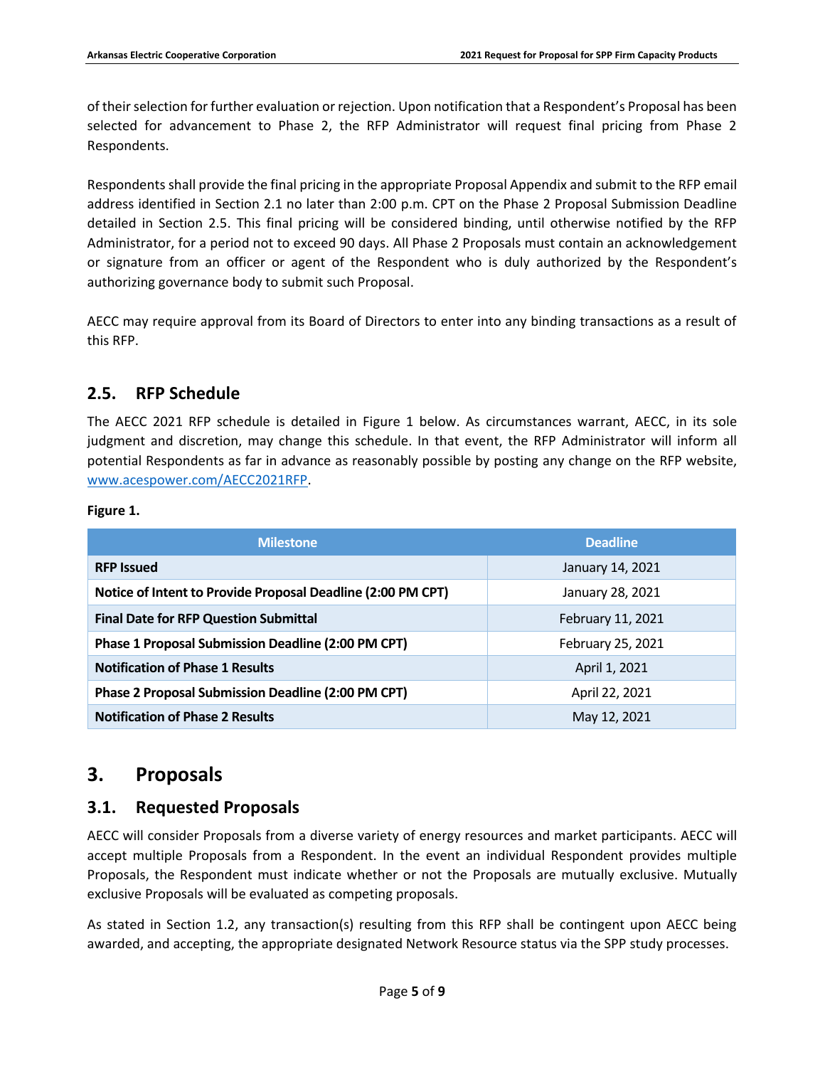of their selection for further evaluation or rejection. Upon notification that a Respondent's Proposal has been selected for advancement to Phase 2, the RFP Administrator will request final pricing from Phase 2 Respondents.

Respondents shall provide the final pricing in the appropriate Proposal Appendix and submit to the RFP email address identified in Section 2.1 no later than 2:00 p.m. CPT on the Phase 2 Proposal Submission Deadline detailed in Section 2.5. This final pricing will be considered binding, until otherwise notified by the RFP Administrator, for a period not to exceed 90 days. All Phase 2 Proposals must contain an acknowledgement or signature from an officer or agent of the Respondent who is duly authorized by the Respondent's authorizing governance body to submit such Proposal.

AECC may require approval from its Board of Directors to enter into any binding transactions as a result of this RFP.

## 2.5. RFP Schedule

The AECC 2021 RFP schedule is detailed in Figure 1 below. As circumstances warrant, AECC, in its sole judgment and discretion, may change this schedule. In that event, the RFP Administrator will inform all potential Respondents as far in advance as reasonably possible by posting any change on the RFP website, www.acespower.com/AECC2021RFP.

**Figure 1.**

| Milestone | Deadline |
| --- | --- |
| **RFP Issued** | January 14, 2021 |
| **Notice of Intent to Provide Proposal Deadline (2:00 PM CPT)** | January 28, 2021 |
| **Final Date for RFP Question Submittal** | February 11, 2021 |
| **Phase 1 Proposal Submission Deadline (2:00 PM CPT)** | February 25, 2021 |
| **Notification of Phase 1 Results** | April 1, 2021 |
| **Phase 2 Proposal Submission Deadline (2:00 PM CPT)** | April 22, 2021 |
| **Notification of Phase 2 Results** | May 12, 2021 |

# 3. Proposals

## 3.1. Requested Proposals

AECC will consider Proposals from a diverse variety of energy resources and market participants. AECC will accept multiple Proposals from a Respondent. In the event an individual Respondent provides multiple Proposals, the Respondent must indicate whether or not the Proposals are mutually exclusive. Mutually exclusive Proposals will be evaluated as competing proposals.

As stated in Section 1.2, any transaction(s) resulting from this RFP shall be contingent upon AECC being awarded, and accepting, the appropriate designated Network Resource status via the SPP study processes.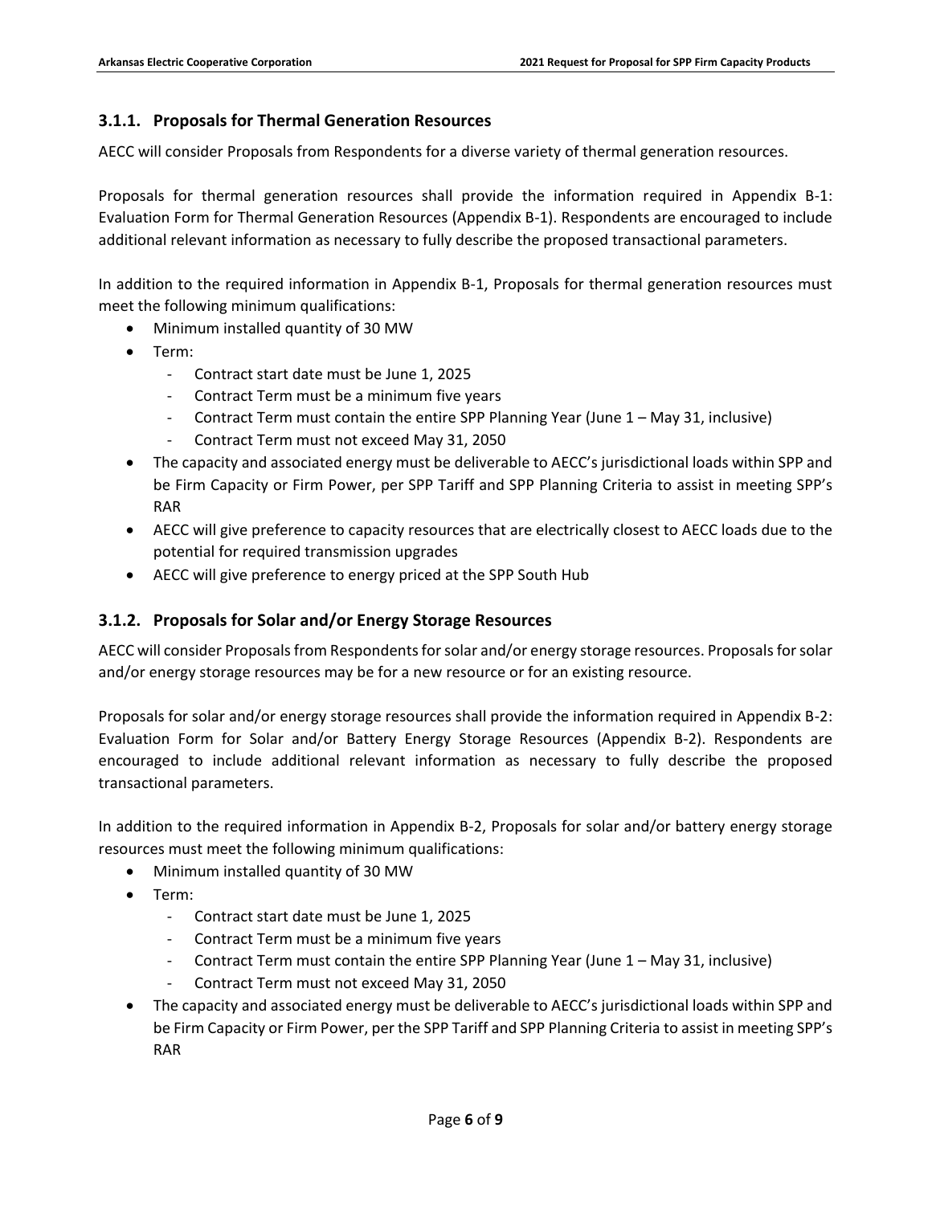### 3.1.1. Proposals for Thermal Generation Resources

AECC will consider Proposals from Respondents for a diverse variety of thermal generation resources.

Proposals for thermal generation resources shall provide the information required in Appendix B-1: Evaluation Form for Thermal Generation Resources (Appendix B-1). Respondents are encouraged to include additional relevant information as necessary to fully describe the proposed transactional parameters.

In addition to the required information in Appendix B-1, Proposals for thermal generation resources must meet the following minimum qualifications:

- Minimum installed quantity of 30 MW
- Term:
  - Contract start date must be June 1, 2025
  - Contract Term must be a minimum five years
  - Contract Term must contain the entire SPP Planning Year (June 1 – May 31, inclusive)
  - Contract Term must not exceed May 31, 2050
- The capacity and associated energy must be deliverable to AECC's jurisdictional loads within SPP and be Firm Capacity or Firm Power, per SPP Tariff and SPP Planning Criteria to assist in meeting SPP's RAR
- AECC will give preference to capacity resources that are electrically closest to AECC loads due to the potential for required transmission upgrades
- AECC will give preference to energy priced at the SPP South Hub

### 3.1.2. Proposals for Solar and/or Energy Storage Resources

AECC will consider Proposals from Respondents for solar and/or energy storage resources. Proposals for solar and/or energy storage resources may be for a new resource or for an existing resource.

Proposals for solar and/or energy storage resources shall provide the information required in Appendix B-2: Evaluation Form for Solar and/or Battery Energy Storage Resources (Appendix B-2). Respondents are encouraged to include additional relevant information as necessary to fully describe the proposed transactional parameters.

In addition to the required information in Appendix B-2, Proposals for solar and/or battery energy storage resources must meet the following minimum qualifications:

- Minimum installed quantity of 30 MW
- Term:
  - Contract start date must be June 1, 2025
  - Contract Term must be a minimum five years
  - Contract Term must contain the entire SPP Planning Year (June 1 – May 31, inclusive)
  - Contract Term must not exceed May 31, 2050
- The capacity and associated energy must be deliverable to AECC's jurisdictional loads within SPP and be Firm Capacity or Firm Power, per the SPP Tariff and SPP Planning Criteria to assist in meeting SPP's RAR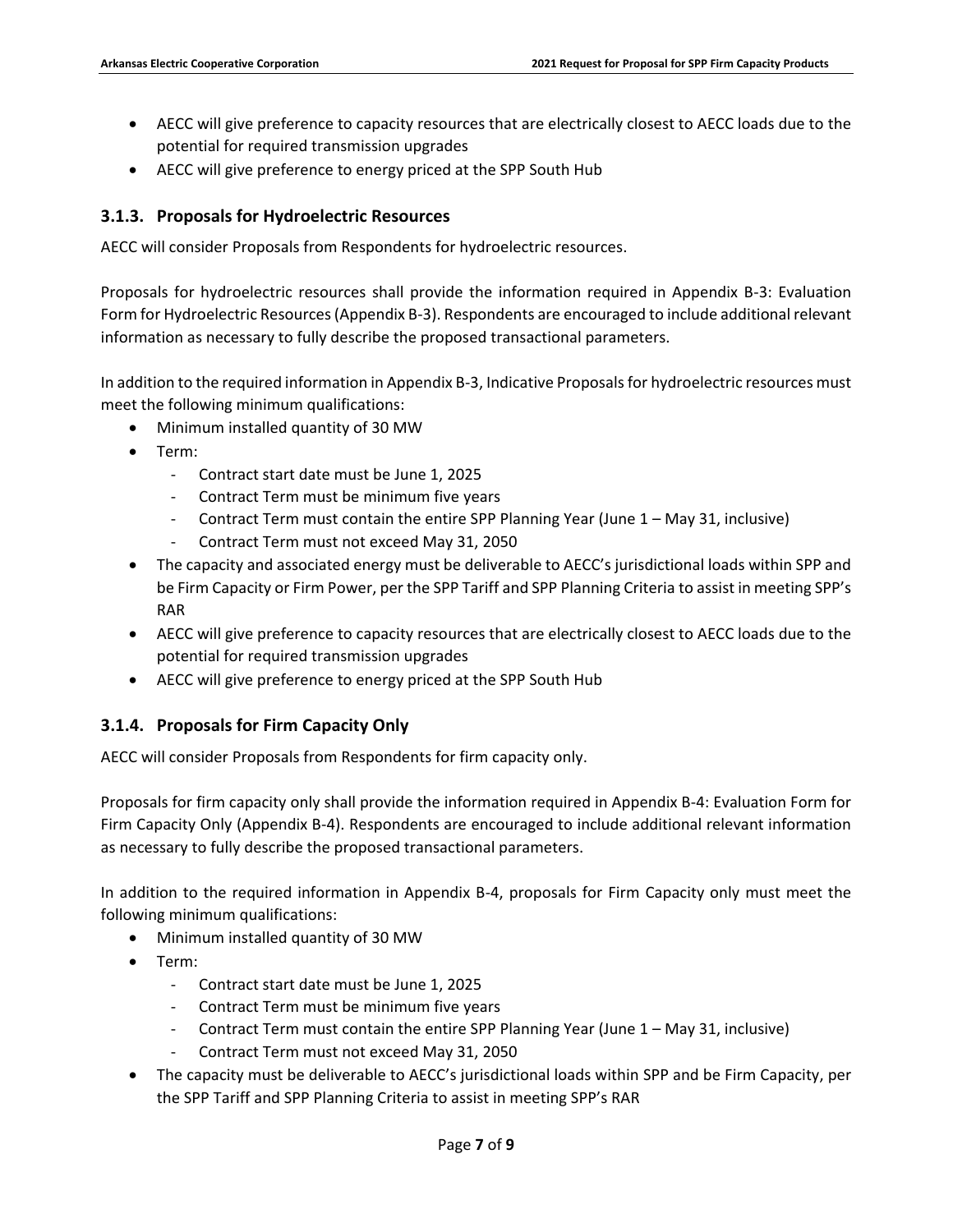- AECC will give preference to capacity resources that are electrically closest to AECC loads due to the potential for required transmission upgrades
- AECC will give preference to energy priced at the SPP South Hub

### 3.1.3. Proposals for Hydroelectric Resources

AECC will consider Proposals from Respondents for hydroelectric resources.

Proposals for hydroelectric resources shall provide the information required in Appendix B-3: Evaluation Form for Hydroelectric Resources (Appendix B-3). Respondents are encouraged to include additional relevant information as necessary to fully describe the proposed transactional parameters.

In addition to the required information in Appendix B-3, Indicative Proposals for hydroelectric resources must meet the following minimum qualifications:

- Minimum installed quantity of 30 MW
- Term:
  - Contract start date must be June 1, 2025
  - Contract Term must be minimum five years
  - Contract Term must contain the entire SPP Planning Year (June 1 – May 31, inclusive)
  - Contract Term must not exceed May 31, 2050
- The capacity and associated energy must be deliverable to AECC's jurisdictional loads within SPP and be Firm Capacity or Firm Power, per the SPP Tariff and SPP Planning Criteria to assist in meeting SPP's RAR
- AECC will give preference to capacity resources that are electrically closest to AECC loads due to the potential for required transmission upgrades
- AECC will give preference to energy priced at the SPP South Hub

### 3.1.4. Proposals for Firm Capacity Only

AECC will consider Proposals from Respondents for firm capacity only.

Proposals for firm capacity only shall provide the information required in Appendix B-4: Evaluation Form for Firm Capacity Only (Appendix B-4). Respondents are encouraged to include additional relevant information as necessary to fully describe the proposed transactional parameters.

In addition to the required information in Appendix B-4, proposals for Firm Capacity only must meet the following minimum qualifications:

- Minimum installed quantity of 30 MW
- Term:
  - Contract start date must be June 1, 2025
  - Contract Term must be minimum five years
  - Contract Term must contain the entire SPP Planning Year (June 1 – May 31, inclusive)
  - Contract Term must not exceed May 31, 2050
- The capacity must be deliverable to AECC's jurisdictional loads within SPP and be Firm Capacity, per the SPP Tariff and SPP Planning Criteria to assist in meeting SPP's RAR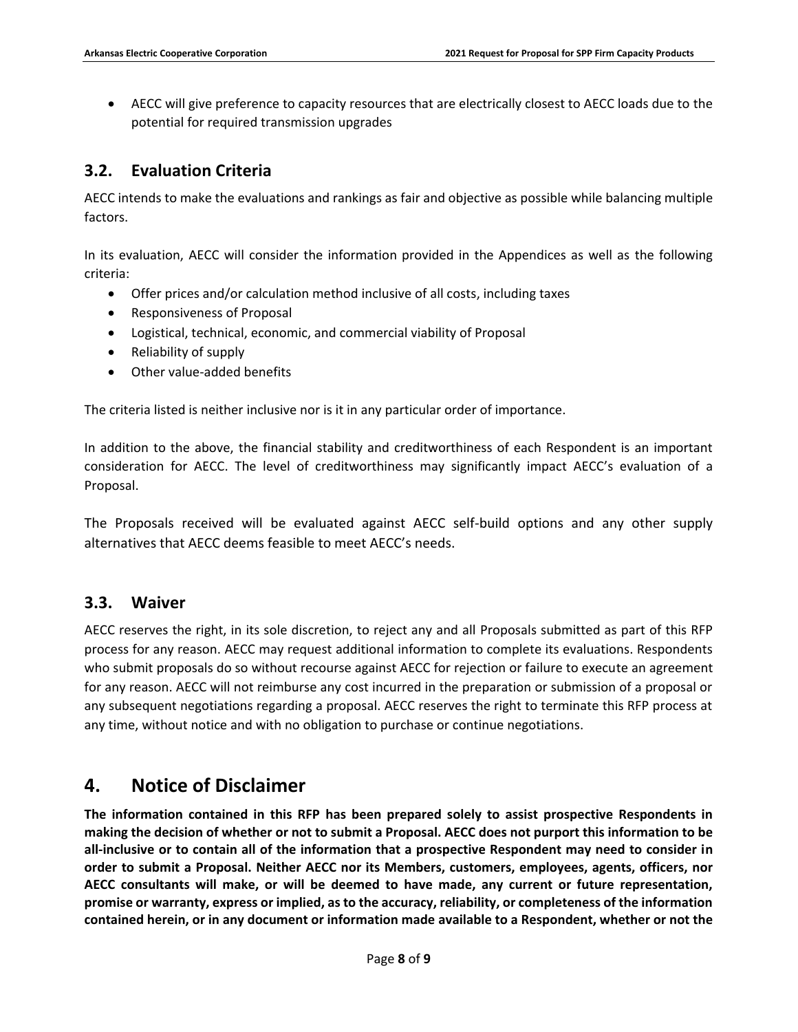- AECC will give preference to capacity resources that are electrically closest to AECC loads due to the potential for required transmission upgrades

## 3.2. Evaluation Criteria

AECC intends to make the evaluations and rankings as fair and objective as possible while balancing multiple factors.

In its evaluation, AECC will consider the information provided in the Appendices as well as the following criteria:

- Offer prices and/or calculation method inclusive of all costs, including taxes
- Responsiveness of Proposal
- Logistical, technical, economic, and commercial viability of Proposal
- Reliability of supply
- Other value-added benefits

The criteria listed is neither inclusive nor is it in any particular order of importance.

In addition to the above, the financial stability and creditworthiness of each Respondent is an important consideration for AECC. The level of creditworthiness may significantly impact AECC's evaluation of a Proposal.

The Proposals received will be evaluated against AECC self-build options and any other supply alternatives that AECC deems feasible to meet AECC's needs.

## 3.3. Waiver

AECC reserves the right, in its sole discretion, to reject any and all Proposals submitted as part of this RFP process for any reason. AECC may request additional information to complete its evaluations. Respondents who submit proposals do so without recourse against AECC for rejection or failure to execute an agreement for any reason. AECC will not reimburse any cost incurred in the preparation or submission of a proposal or any subsequent negotiations regarding a proposal. AECC reserves the right to terminate this RFP process at any time, without notice and with no obligation to purchase or continue negotiations.

# 4. Notice of Disclaimer

**The information contained in this RFP has been prepared solely to assist prospective Respondents in making the decision of whether or not to submit a Proposal. AECC does not purport this information to be all-inclusive or to contain all of the information that a prospective Respondent may need to consider in order to submit a Proposal. Neither AECC nor its Members, customers, employees, agents, officers, nor AECC consultants will make, or will be deemed to have made, any current or future representation, promise or warranty, express or implied, as to the accuracy, reliability, or completeness of the information contained herein, or in any document or information made available to a Respondent, whether or not the**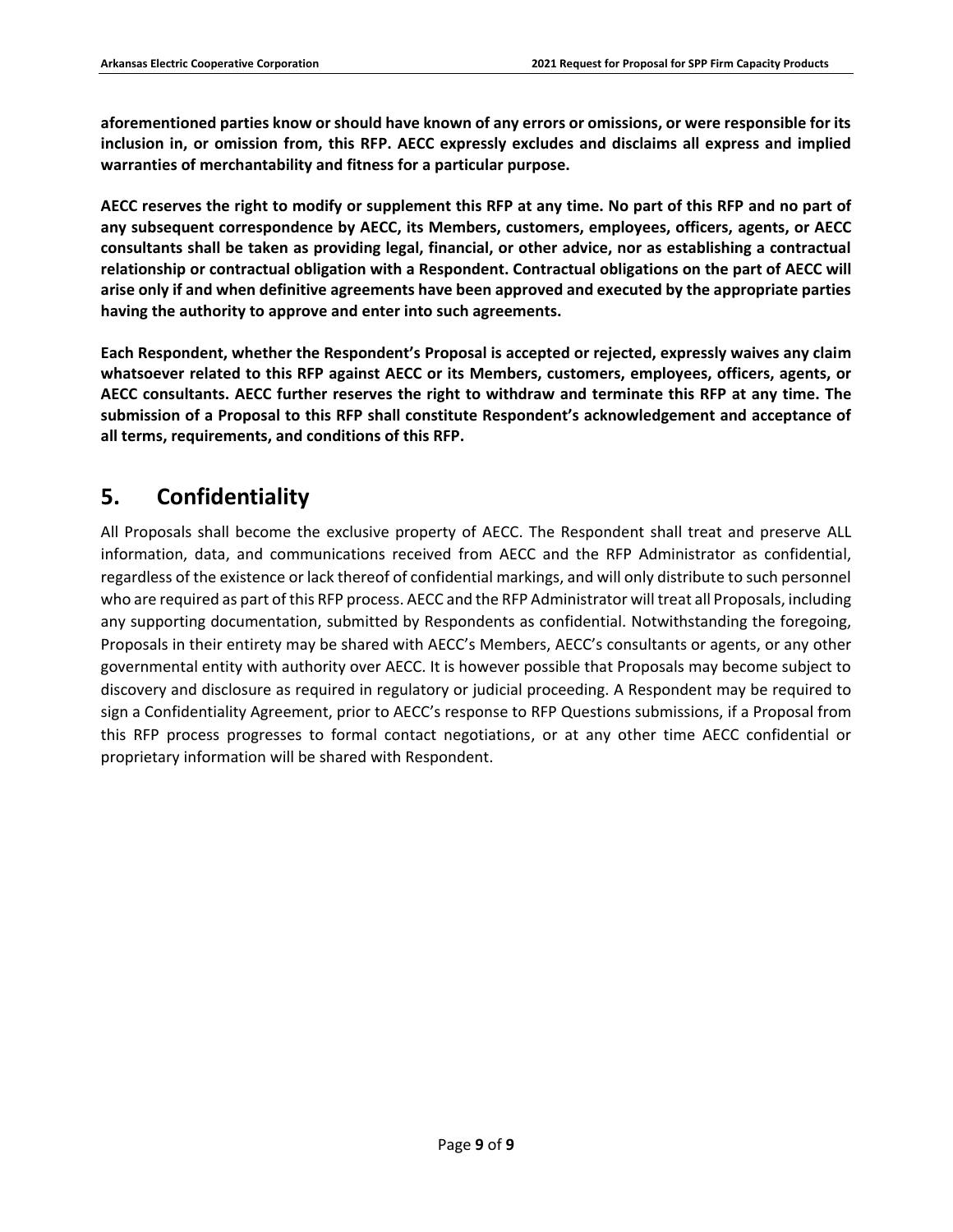**aforementioned parties know or should have known of any errors or omissions, or were responsible for its inclusion in, or omission from, this RFP. AECC expressly excludes and disclaims all express and implied warranties of merchantability and fitness for a particular purpose.**

**AECC reserves the right to modify or supplement this RFP at any time. No part of this RFP and no part of any subsequent correspondence by AECC, its Members, customers, employees, officers, agents, or AECC consultants shall be taken as providing legal, financial, or other advice, nor as establishing a contractual relationship or contractual obligation with a Respondent. Contractual obligations on the part of AECC will arise only if and when definitive agreements have been approved and executed by the appropriate parties having the authority to approve and enter into such agreements.**

**Each Respondent, whether the Respondent's Proposal is accepted or rejected, expressly waives any claim whatsoever related to this RFP against AECC or its Members, customers, employees, officers, agents, or AECC consultants. AECC further reserves the right to withdraw and terminate this RFP at any time. The submission of a Proposal to this RFP shall constitute Respondent's acknowledgement and acceptance of all terms, requirements, and conditions of this RFP.**

# 5. Confidentiality

All Proposals shall become the exclusive property of AECC. The Respondent shall treat and preserve ALL information, data, and communications received from AECC and the RFP Administrator as confidential, regardless of the existence or lack thereof of confidential markings, and will only distribute to such personnel who are required as part of this RFP process. AECC and the RFP Administrator will treat all Proposals, including any supporting documentation, submitted by Respondents as confidential. Notwithstanding the foregoing, Proposals in their entirety may be shared with AECC's Members, AECC's consultants or agents, or any other governmental entity with authority over AECC. It is however possible that Proposals may become subject to discovery and disclosure as required in regulatory or judicial proceeding. A Respondent may be required to sign a Confidentiality Agreement, prior to AECC's response to RFP Questions submissions, if a Proposal from this RFP process progresses to formal contact negotiations, or at any other time AECC confidential or proprietary information will be shared with Respondent.